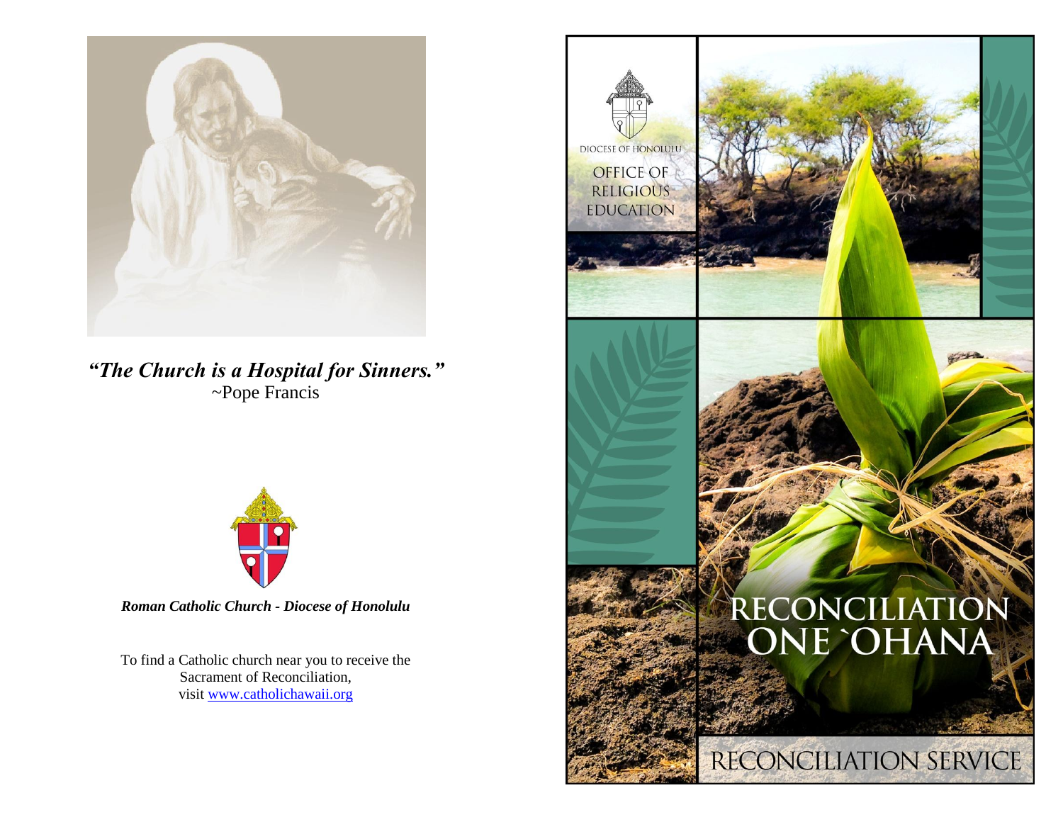*"The Church is a Hospital for Sinners."*
~Pope Francis

***Roman Catholic Church - Diocese of Honolulu***

To find a Catholic church near you to receive the Sacrament of Reconciliation, visit www.catholichawaii.org

DIOCESE OF HONOLULU

OFFICE OF RELIGIOUS EDUCATION

# RECONCILIATION ONE `OHANA

## RECONCILIATION SERVICE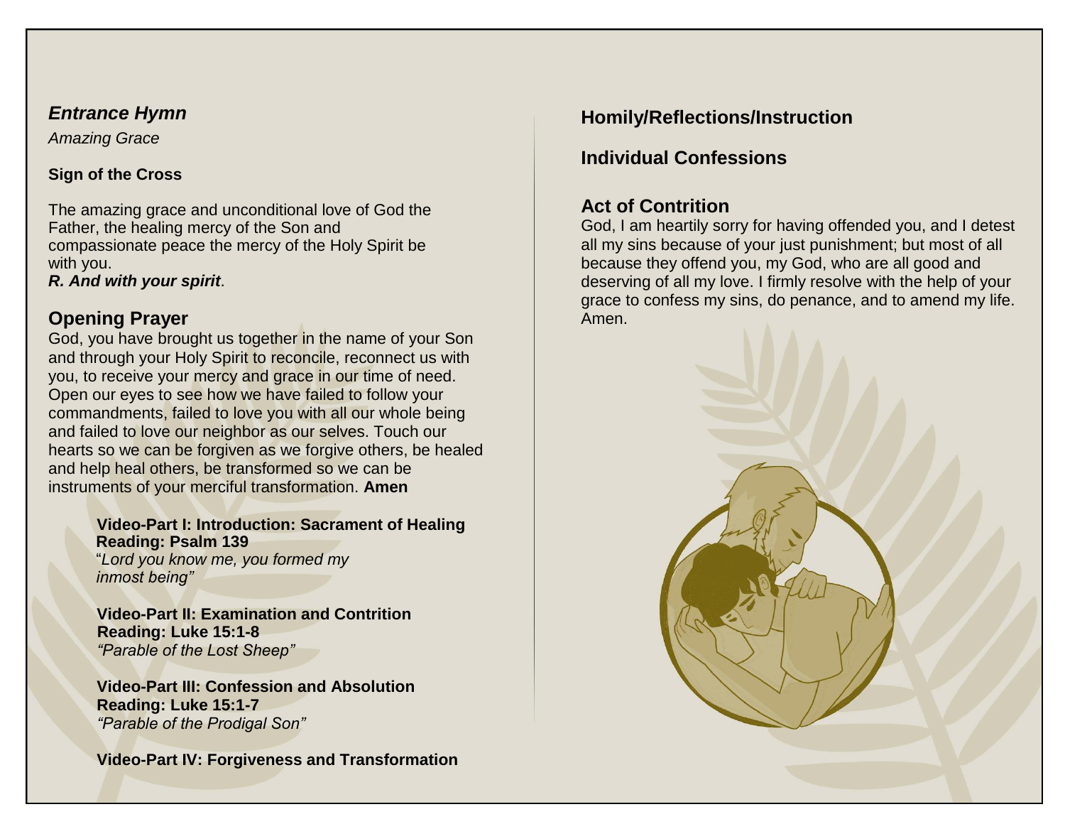### *Entrance Hymn*

*Amazing Grace*

**Sign of the Cross**

The amazing grace and unconditional love of God the Father, the healing mercy of the Son and compassionate peace the mercy of the Holy Spirit be with you.
***R. And with your spirit***.

## Opening Prayer

God, you have brought us together in the name of your Son and through your Holy Spirit to reconcile, reconnect us with you, to receive your mercy and grace in our time of need. Open our eyes to see how we have failed to follow your commandments, failed to love you with all our whole being and failed to love our neighbor as our selves. Touch our hearts so we can be forgiven as we forgive others, be healed and help heal others, be transformed so we can be instruments of your merciful transformation. **Amen**

**Video-Part I: Introduction: Sacrament of Healing**
**Reading: Psalm 139**
"*Lord you know me, you formed my inmost being"*

**Video-Part II: Examination and Contrition**
**Reading: Luke 15:1-8**
*"Parable of the Lost Sheep"*

**Video-Part III: Confession and Absolution**
**Reading: Luke 15:1-7**
*"Parable of the Prodigal Son"*

**Video-Part IV: Forgiveness and Transformation**

## Homily/Reflections/Instruction

## Individual Confessions

## Act of Contrition

God, I am heartily sorry for having offended you, and I detest all my sins because of your just punishment; but most of all because they offend you, my God, who are all good and deserving of all my love. I firmly resolve with the help of your grace to confess my sins, do penance, and to amend my life. Amen.